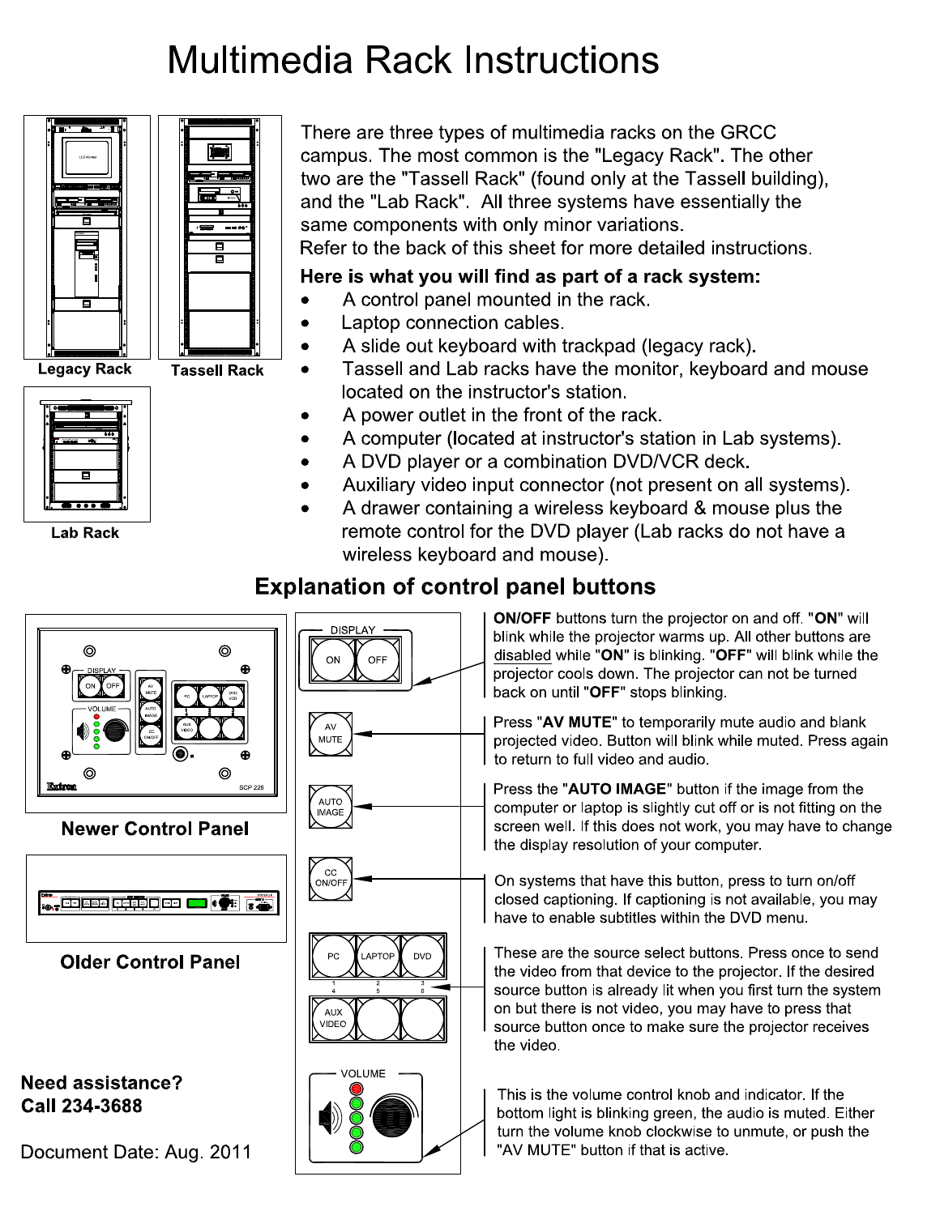# Multimedia Rack Instructions

Legacy Rack

Tassell Rack

Lab Rack

There are three types of multimedia racks on the GRCC campus. The most common is the "Legacy Rack". The other two are the "Tassell Rack" (found only at the Tassell building), and the "Lab Rack". All three systems have essentially the same components with only minor variations.
Refer to the back of this sheet for more detailed instructions.

**Here is what you will find as part of a rack system:**

- A control panel mounted in the rack.
- Laptop connection cables.
- A slide out keyboard with trackpad (legacy rack).
- Tassell and Lab racks have the monitor, keyboard and mouse located on the instructor's station.
- A power outlet in the front of the rack.
- A computer (located at instructor's station in Lab systems).
- A DVD player or a combination DVD/VCR deck.
- Auxiliary video input connector (not present on all systems).
- A drawer containing a wireless keyboard & mouse plus the remote control for the DVD player (Lab racks do not have a wireless keyboard and mouse).

## Explanation of control panel buttons

Newer Control Panel

Older Control Panel

**ON/OFF** buttons turn the projector on and off. "**ON**" will blink while the projector warms up. All other buttons are disabled while "**ON**" is blinking. "**OFF**" will blink while the projector cools down. The projector can not be turned back on until "**OFF**" stops blinking.

Press "**AV MUTE**" to temporarily mute audio and blank projected video. Button will blink while muted. Press again to return to full video and audio.

Press the "**AUTO IMAGE**" button if the image from the computer or laptop is slightly cut off or is not fitting on the screen well. If this does not work, you may have to change the display resolution of your computer.

On systems that have this button, press to turn on/off closed captioning. If captioning is not available, you may have to enable subtitles within the DVD menu.

These are the source select buttons. Press once to send the video from that device to the projector. If the desired source button is already lit when you first turn the system on but there is not video, you may have to press that source button once to make sure the projector receives the video.

This is the volume control knob and indicator. If the bottom light is blinking green, the audio is muted. Either turn the volume knob clockwise to unmute, or push the "AV MUTE" button if that is active.

**Need assistance?**
**Call 234-3688**

Document Date: Aug. 2011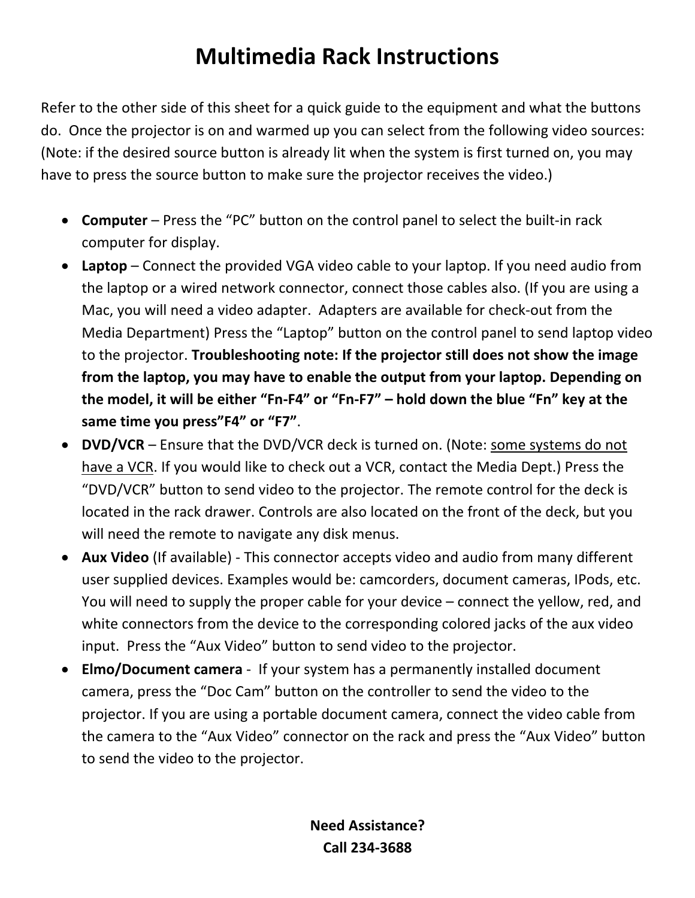# Multimedia Rack Instructions

Refer to the other side of this sheet for a quick guide to the equipment and what the buttons do. Once the projector is on and warmed up you can select from the following video sources: (Note: if the desired source button is already lit when the system is first turned on, you may have to press the source button to make sure the projector receives the video.)

- **Computer** – Press the "PC" button on the control panel to select the built-in rack computer for display.
- **Laptop** – Connect the provided VGA video cable to your laptop. If you need audio from the laptop or a wired network connector, connect those cables also. (If you are using a Mac, you will need a video adapter. Adapters are available for check-out from the Media Department) Press the "Laptop" button on the control panel to send laptop video to the projector. **Troubleshooting note: If the projector still does not show the image from the laptop, you may have to enable the output from your laptop. Depending on the model, it will be either "Fn-F4" or "Fn-F7" – hold down the blue "Fn" key at the same time you press"F4" or "F7"**.
- **DVD/VCR** – Ensure that the DVD/VCR deck is turned on. (Note: <u>some systems do not have a VCR</u>. If you would like to check out a VCR, contact the Media Dept.) Press the "DVD/VCR" button to send video to the projector. The remote control for the deck is located in the rack drawer. Controls are also located on the front of the deck, but you will need the remote to navigate any disk menus.
- **Aux Video** (If available) - This connector accepts video and audio from many different user supplied devices. Examples would be: camcorders, document cameras, IPods, etc. You will need to supply the proper cable for your device – connect the yellow, red, and white connectors from the device to the corresponding colored jacks of the aux video input. Press the "Aux Video" button to send video to the projector.
- **Elmo/Document camera** - If your system has a permanently installed document camera, press the "Doc Cam" button on the controller to send the video to the projector. If you are using a portable document camera, connect the video cable from the camera to the "Aux Video" connector on the rack and press the "Aux Video" button to send the video to the projector.

**Need Assistance?**
**Call 234-3688**